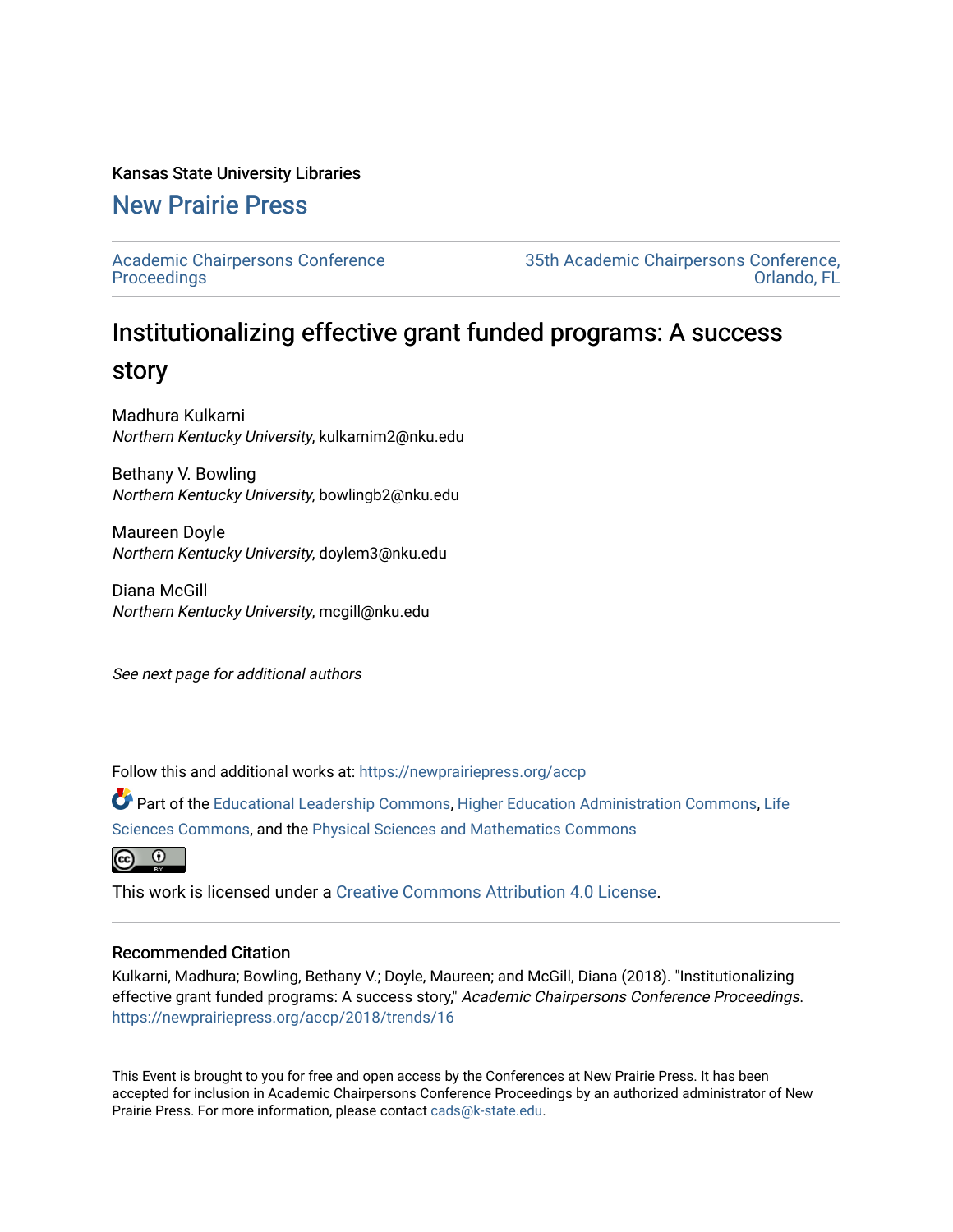Kansas State University Libraries

## New Prairie Press

Academic Chairpersons Conference Proceedings

35th Academic Chairpersons Conference, Orlando, FL

# Institutionalizing effective grant funded programs: A success story

Madhura Kulkarni
*Northern Kentucky University*, kulkarnim2@nku.edu

Bethany V. Bowling
*Northern Kentucky University*, bowlingb2@nku.edu

Maureen Doyle
*Northern Kentucky University*, doylem3@nku.edu

Diana McGill
*Northern Kentucky University*, mcgill@nku.edu

*See next page for additional authors*

Follow this and additional works at: https://newprairiepress.org/accp

Part of the Educational Leadership Commons, Higher Education Administration Commons, Life Sciences Commons, and the Physical Sciences and Mathematics Commons

This work is licensed under a Creative Commons Attribution 4.0 License.

### Recommended Citation

Kulkarni, Madhura; Bowling, Bethany V.; Doyle, Maureen; and McGill, Diana (2018). "Institutionalizing effective grant funded programs: A success story," *Academic Chairpersons Conference Proceedings*. https://newprairiepress.org/accp/2018/trends/16

This Event is brought to you for free and open access by the Conferences at New Prairie Press. It has been accepted for inclusion in Academic Chairpersons Conference Proceedings by an authorized administrator of New Prairie Press. For more information, please contact cads@k-state.edu.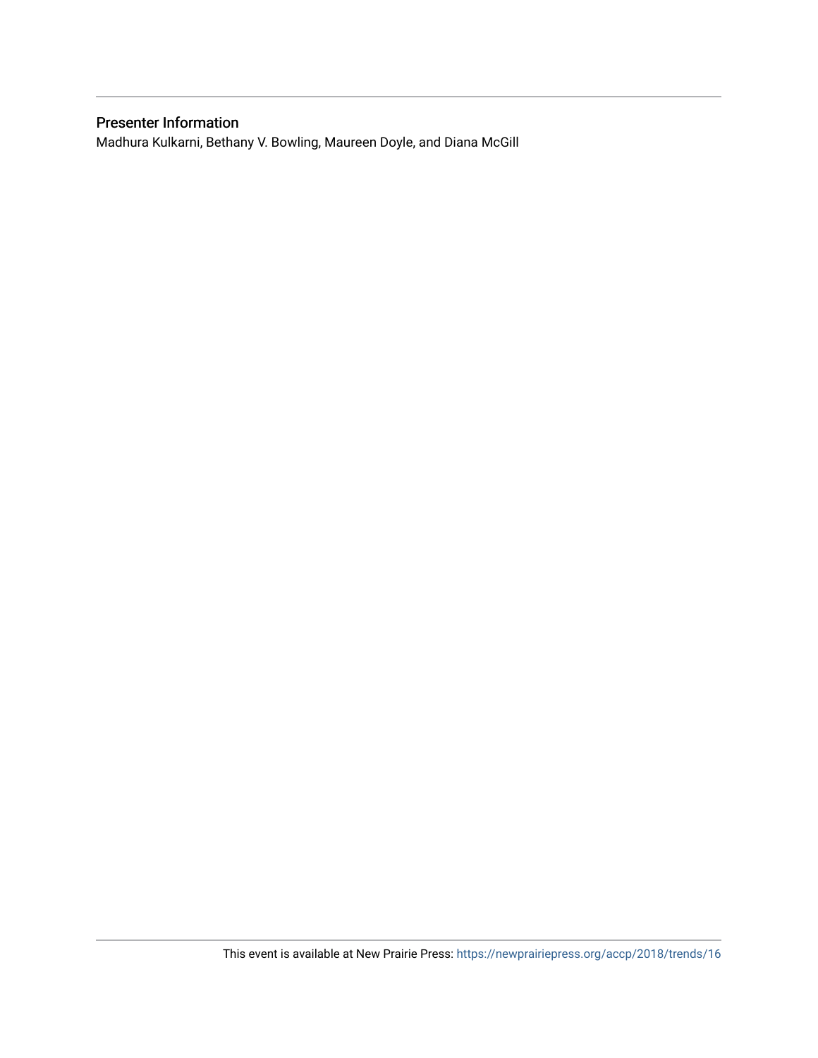## Presenter Information

Madhura Kulkarni, Bethany V. Bowling, Maureen Doyle, and Diana McGill

This event is available at New Prairie Press: https://newprairiepress.org/accp/2018/trends/16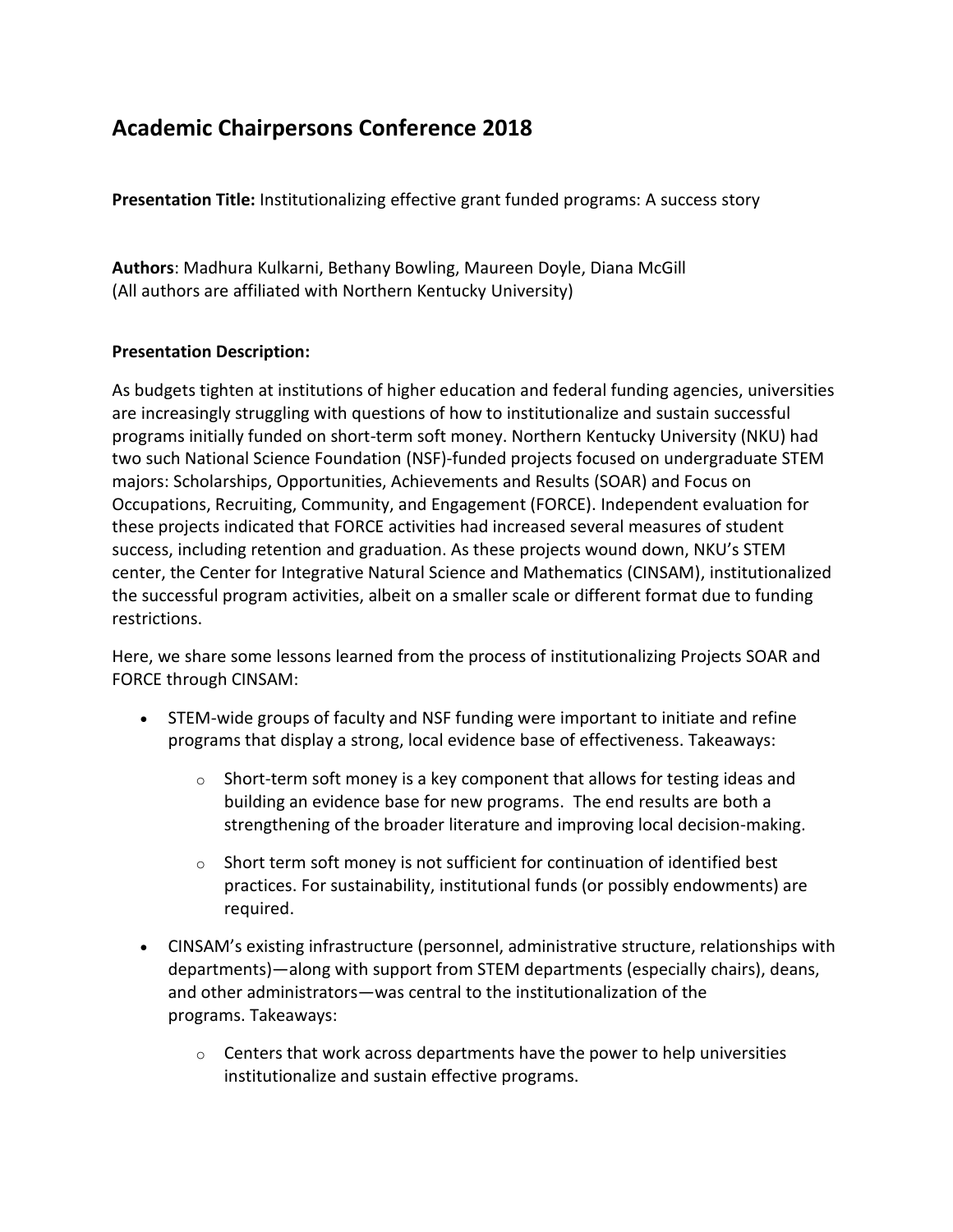# Academic Chairpersons Conference 2018

**Presentation Title:** Institutionalizing effective grant funded programs: A success story

**Authors**: Madhura Kulkarni, Bethany Bowling, Maureen Doyle, Diana McGill
(All authors are affiliated with Northern Kentucky University)

**Presentation Description:**

As budgets tighten at institutions of higher education and federal funding agencies, universities are increasingly struggling with questions of how to institutionalize and sustain successful programs initially funded on short-term soft money. Northern Kentucky University (NKU) had two such National Science Foundation (NSF)-funded projects focused on undergraduate STEM majors: Scholarships, Opportunities, Achievements and Results (SOAR) and Focus on Occupations, Recruiting, Community, and Engagement (FORCE). Independent evaluation for these projects indicated that FORCE activities had increased several measures of student success, including retention and graduation. As these projects wound down, NKU's STEM center, the Center for Integrative Natural Science and Mathematics (CINSAM), institutionalized the successful program activities, albeit on a smaller scale or different format due to funding restrictions.

Here, we share some lessons learned from the process of institutionalizing Projects SOAR and FORCE through CINSAM:

- STEM-wide groups of faculty and NSF funding were important to initiate and refine programs that display a strong, local evidence base of effectiveness. Takeaways:
    - Short-term soft money is a key component that allows for testing ideas and building an evidence base for new programs. The end results are both a strengthening of the broader literature and improving local decision-making.
    - Short term soft money is not sufficient for continuation of identified best practices. For sustainability, institutional funds (or possibly endowments) are required.
- CINSAM's existing infrastructure (personnel, administrative structure, relationships with departments)—along with support from STEM departments (especially chairs), deans, and other administrators—was central to the institutionalization of the programs. Takeaways:
    - Centers that work across departments have the power to help universities institutionalize and sustain effective programs.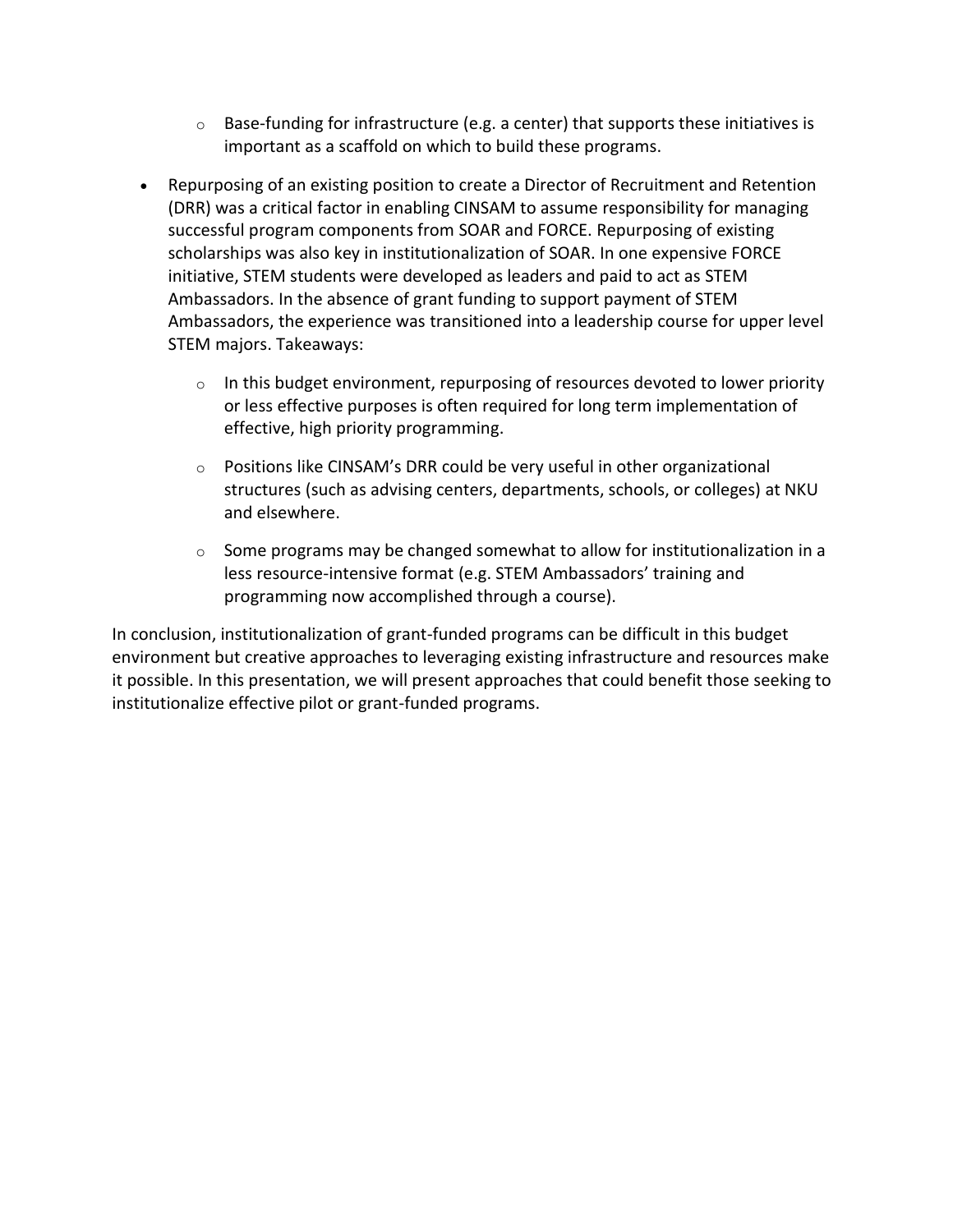- Base-funding for infrastructure (e.g. a center) that supports these initiatives is important as a scaffold on which to build these programs.

- Repurposing of an existing position to create a Director of Recruitment and Retention (DRR) was a critical factor in enabling CINSAM to assume responsibility for managing successful program components from SOAR and FORCE. Repurposing of existing scholarships was also key in institutionalization of SOAR. In one expensive FORCE initiative, STEM students were developed as leaders and paid to act as STEM Ambassadors. In the absence of grant funding to support payment of STEM Ambassadors, the experience was transitioned into a leadership course for upper level STEM majors. Takeaways:
   - In this budget environment, repurposing of resources devoted to lower priority or less effective purposes is often required for long term implementation of effective, high priority programming.
   - Positions like CINSAM's DRR could be very useful in other organizational structures (such as advising centers, departments, schools, or colleges) at NKU and elsewhere.
   - Some programs may be changed somewhat to allow for institutionalization in a less resource-intensive format (e.g. STEM Ambassadors' training and programming now accomplished through a course).

In conclusion, institutionalization of grant-funded programs can be difficult in this budget environment but creative approaches to leveraging existing infrastructure and resources make it possible. In this presentation, we will present approaches that could benefit those seeking to institutionalize effective pilot or grant-funded programs.